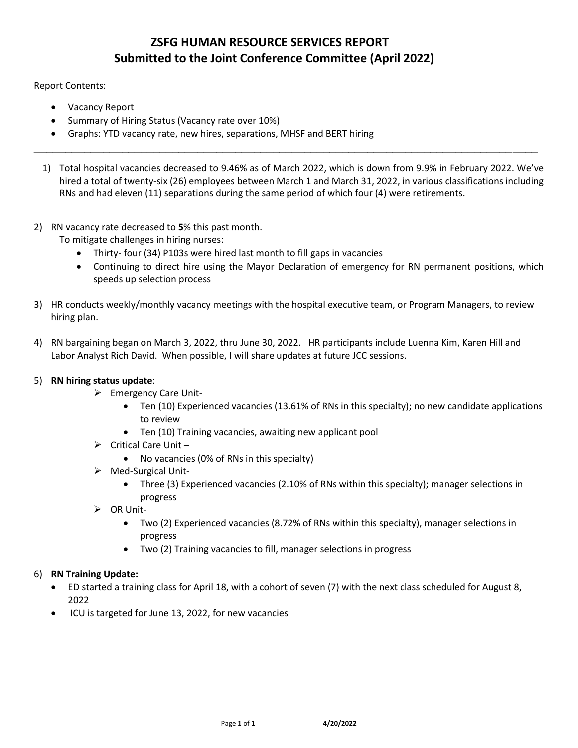# ZSFG HUMAN RESOURCE SERVICES REPORT
## Submitted to the Joint Conference Committee (April 2022)

Report Contents:

- Vacancy Report
- Summary of Hiring Status (Vacancy rate over 10%)
- Graphs: YTD vacancy rate, new hires, separations, MHSF and BERT hiring

---

1) Total hospital vacancies decreased to 9.46% as of March 2022, which is down from 9.9% in February 2022. We've hired a total of twenty-six (26) employees between March 1 and March 31, 2022, in various classifications including RNs and had eleven (11) separations during the same period of which four (4) were retirements.

2) RN vacancy rate decreased to **5**% this past month.
   To mitigate challenges in hiring nurses:
   - Thirty- four (34) P103s were hired last month to fill gaps in vacancies
   - Continuing to direct hire using the Mayor Declaration of emergency for RN permanent positions, which speeds up selection process

3) HR conducts weekly/monthly vacancy meetings with the hospital executive team, or Program Managers, to review hiring plan.

4) RN bargaining began on March 3, 2022, thru June 30, 2022. HR participants include Luenna Kim, Karen Hill and Labor Analyst Rich David. When possible, I will share updates at future JCC sessions.

5) **RN hiring status update**:
   - Emergency Care Unit-
     - Ten (10) Experienced vacancies (13.61% of RNs in this specialty); no new candidate applications to review
     - Ten (10) Training vacancies, awaiting new applicant pool
   - Critical Care Unit –
     - No vacancies (0% of RNs in this specialty)
   - Med-Surgical Unit-
     - Three (3) Experienced vacancies (2.10% of RNs within this specialty); manager selections in progress
   - OR Unit-
     - Two (2) Experienced vacancies (8.72% of RNs within this specialty), manager selections in progress
     - Two (2) Training vacancies to fill, manager selections in progress

6) **RN Training Update:**
   - ED started a training class for April 18, with a cohort of seven (7) with the next class scheduled for August 8, 2022
   - ICU is targeted for June 13, 2022, for new vacancies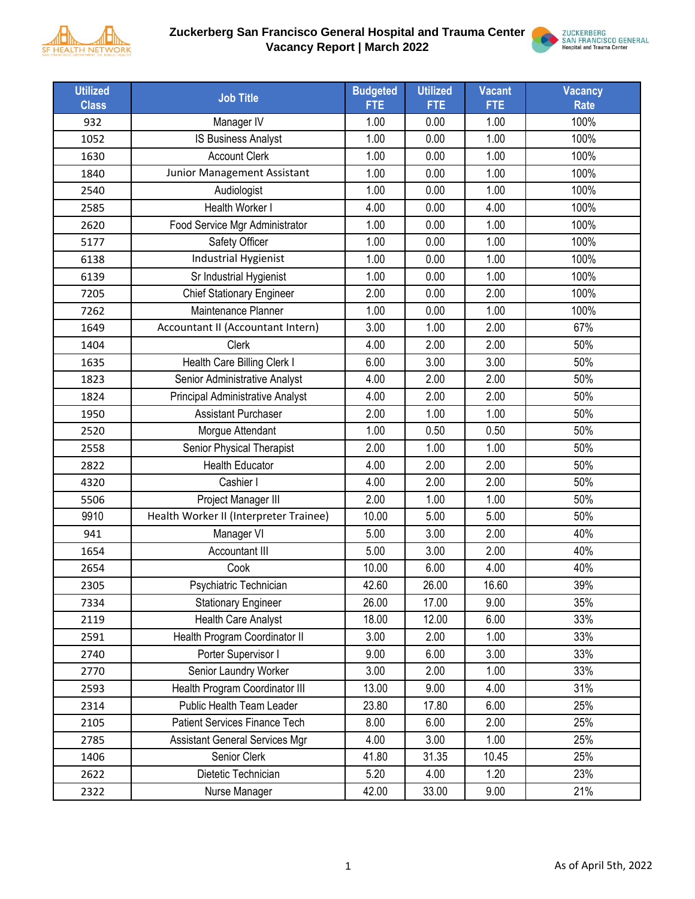# Zuckerberg San Francisco General Hospital and Trauma Center
## Vacancy Report | March 2022

| Utilized Class | Job Title | Budgeted FTE | Utilized FTE | Vacant FTE | Vacancy Rate |
|---|---|---|---|---|---|
| 932 | Manager IV | 1.00 | 0.00 | 1.00 | 100% |
| 1052 | IS Business Analyst | 1.00 | 0.00 | 1.00 | 100% |
| 1630 | Account Clerk | 1.00 | 0.00 | 1.00 | 100% |
| 1840 | Junior Management Assistant | 1.00 | 0.00 | 1.00 | 100% |
| 2540 | Audiologist | 1.00 | 0.00 | 1.00 | 100% |
| 2585 | Health Worker I | 4.00 | 0.00 | 4.00 | 100% |
| 2620 | Food Service Mgr Administrator | 1.00 | 0.00 | 1.00 | 100% |
| 5177 | Safety Officer | 1.00 | 0.00 | 1.00 | 100% |
| 6138 | Industrial Hygienist | 1.00 | 0.00 | 1.00 | 100% |
| 6139 | Sr Industrial Hygienist | 1.00 | 0.00 | 1.00 | 100% |
| 7205 | Chief Stationary Engineer | 2.00 | 0.00 | 2.00 | 100% |
| 7262 | Maintenance Planner | 1.00 | 0.00 | 1.00 | 100% |
| 1649 | Accountant II (Accountant Intern) | 3.00 | 1.00 | 2.00 | 67% |
| 1404 | Clerk | 4.00 | 2.00 | 2.00 | 50% |
| 1635 | Health Care Billing Clerk I | 6.00 | 3.00 | 3.00 | 50% |
| 1823 | Senior Administrative Analyst | 4.00 | 2.00 | 2.00 | 50% |
| 1824 | Principal Administrative Analyst | 4.00 | 2.00 | 2.00 | 50% |
| 1950 | Assistant Purchaser | 2.00 | 1.00 | 1.00 | 50% |
| 2520 | Morgue Attendant | 1.00 | 0.50 | 0.50 | 50% |
| 2558 | Senior Physical Therapist | 2.00 | 1.00 | 1.00 | 50% |
| 2822 | Health Educator | 4.00 | 2.00 | 2.00 | 50% |
| 4320 | Cashier I | 4.00 | 2.00 | 2.00 | 50% |
| 5506 | Project Manager III | 2.00 | 1.00 | 1.00 | 50% |
| 9910 | Health Worker II (Interpreter Trainee) | 10.00 | 5.00 | 5.00 | 50% |
| 941 | Manager VI | 5.00 | 3.00 | 2.00 | 40% |
| 1654 | Accountant III | 5.00 | 3.00 | 2.00 | 40% |
| 2654 | Cook | 10.00 | 6.00 | 4.00 | 40% |
| 2305 | Psychiatric Technician | 42.60 | 26.00 | 16.60 | 39% |
| 7334 | Stationary Engineer | 26.00 | 17.00 | 9.00 | 35% |
| 2119 | Health Care Analyst | 18.00 | 12.00 | 6.00 | 33% |
| 2591 | Health Program Coordinator II | 3.00 | 2.00 | 1.00 | 33% |
| 2740 | Porter Supervisor I | 9.00 | 6.00 | 3.00 | 33% |
| 2770 | Senior Laundry Worker | 3.00 | 2.00 | 1.00 | 33% |
| 2593 | Health Program Coordinator III | 13.00 | 9.00 | 4.00 | 31% |
| 2314 | Public Health Team Leader | 23.80 | 17.80 | 6.00 | 25% |
| 2105 | Patient Services Finance Tech | 8.00 | 6.00 | 2.00 | 25% |
| 2785 | Assistant General Services Mgr | 4.00 | 3.00 | 1.00 | 25% |
| 1406 | Senior Clerk | 41.80 | 31.35 | 10.45 | 25% |
| 2622 | Dietetic Technician | 5.20 | 4.00 | 1.20 | 23% |
| 2322 | Nurse Manager | 42.00 | 33.00 | 9.00 | 21% |

As of April 5th, 2022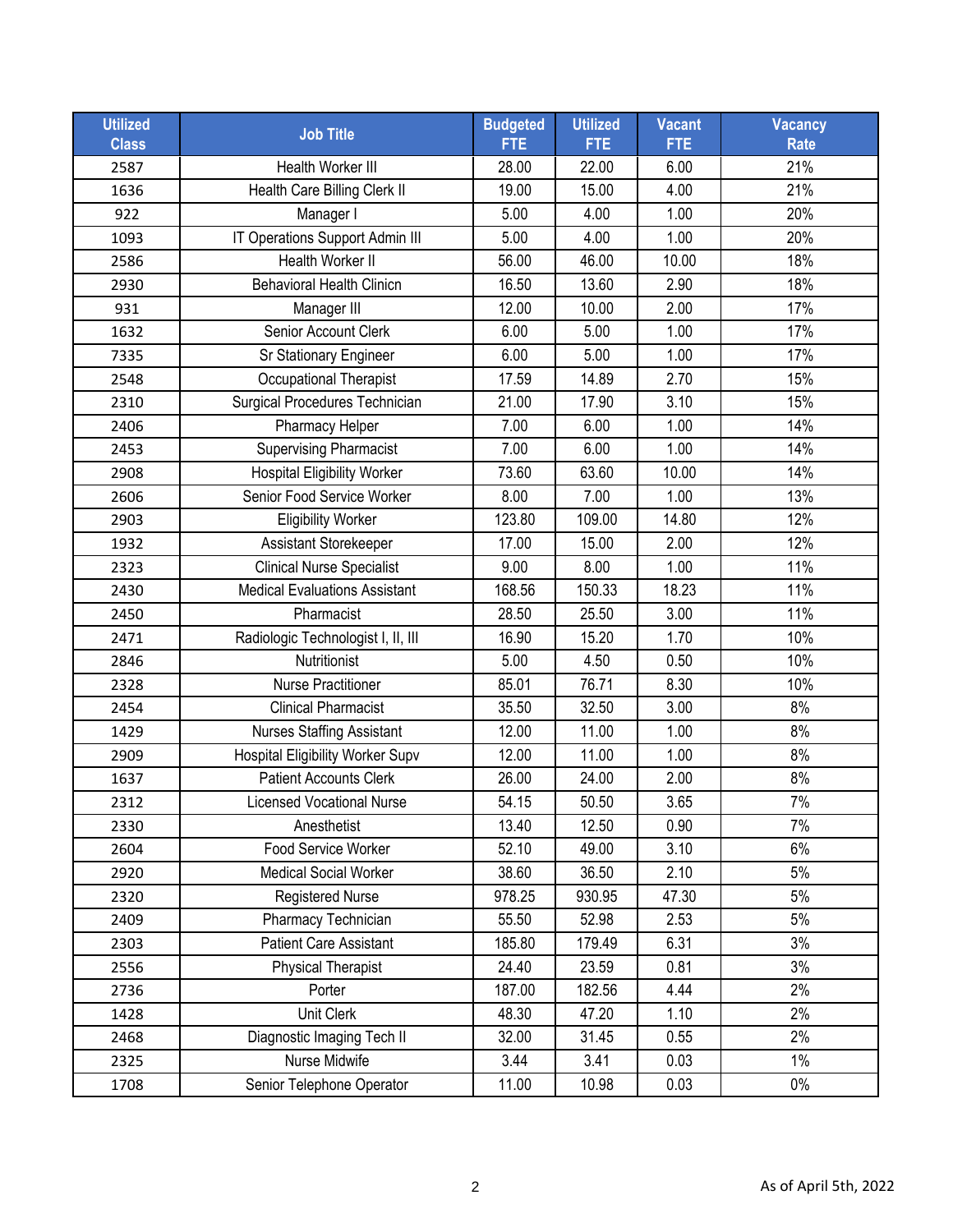| Utilized Class | Job Title | Budgeted FTE | Utilized FTE | Vacant FTE | Vacancy Rate |
|---|---|---|---|---|---|
| 2587 | Health Worker III | 28.00 | 22.00 | 6.00 | 21% |
| 1636 | Health Care Billing Clerk II | 19.00 | 15.00 | 4.00 | 21% |
| 922 | Manager I | 5.00 | 4.00 | 1.00 | 20% |
| 1093 | IT Operations Support Admin III | 5.00 | 4.00 | 1.00 | 20% |
| 2586 | Health Worker II | 56.00 | 46.00 | 10.00 | 18% |
| 2930 | Behavioral Health Clinicn | 16.50 | 13.60 | 2.90 | 18% |
| 931 | Manager III | 12.00 | 10.00 | 2.00 | 17% |
| 1632 | Senior Account Clerk | 6.00 | 5.00 | 1.00 | 17% |
| 7335 | Sr Stationary Engineer | 6.00 | 5.00 | 1.00 | 17% |
| 2548 | Occupational Therapist | 17.59 | 14.89 | 2.70 | 15% |
| 2310 | Surgical Procedures Technician | 21.00 | 17.90 | 3.10 | 15% |
| 2406 | Pharmacy Helper | 7.00 | 6.00 | 1.00 | 14% |
| 2453 | Supervising Pharmacist | 7.00 | 6.00 | 1.00 | 14% |
| 2908 | Hospital Eligibility Worker | 73.60 | 63.60 | 10.00 | 14% |
| 2606 | Senior Food Service Worker | 8.00 | 7.00 | 1.00 | 13% |
| 2903 | Eligibility Worker | 123.80 | 109.00 | 14.80 | 12% |
| 1932 | Assistant Storekeeper | 17.00 | 15.00 | 2.00 | 12% |
| 2323 | Clinical Nurse Specialist | 9.00 | 8.00 | 1.00 | 11% |
| 2430 | Medical Evaluations Assistant | 168.56 | 150.33 | 18.23 | 11% |
| 2450 | Pharmacist | 28.50 | 25.50 | 3.00 | 11% |
| 2471 | Radiologic Technologist I, II, III | 16.90 | 15.20 | 1.70 | 10% |
| 2846 | Nutritionist | 5.00 | 4.50 | 0.50 | 10% |
| 2328 | Nurse Practitioner | 85.01 | 76.71 | 8.30 | 10% |
| 2454 | Clinical Pharmacist | 35.50 | 32.50 | 3.00 | 8% |
| 1429 | Nurses Staffing Assistant | 12.00 | 11.00 | 1.00 | 8% |
| 2909 | Hospital Eligibility Worker Supv | 12.00 | 11.00 | 1.00 | 8% |
| 1637 | Patient Accounts Clerk | 26.00 | 24.00 | 2.00 | 8% |
| 2312 | Licensed Vocational Nurse | 54.15 | 50.50 | 3.65 | 7% |
| 2330 | Anesthetist | 13.40 | 12.50 | 0.90 | 7% |
| 2604 | Food Service Worker | 52.10 | 49.00 | 3.10 | 6% |
| 2920 | Medical Social Worker | 38.60 | 36.50 | 2.10 | 5% |
| 2320 | Registered Nurse | 978.25 | 930.95 | 47.30 | 5% |
| 2409 | Pharmacy Technician | 55.50 | 52.98 | 2.53 | 5% |
| 2303 | Patient Care Assistant | 185.80 | 179.49 | 6.31 | 3% |
| 2556 | Physical Therapist | 24.40 | 23.59 | 0.81 | 3% |
| 2736 | Porter | 187.00 | 182.56 | 4.44 | 2% |
| 1428 | Unit Clerk | 48.30 | 47.20 | 1.10 | 2% |
| 2468 | Diagnostic Imaging Tech II | 32.00 | 31.45 | 0.55 | 2% |
| 2325 | Nurse Midwife | 3.44 | 3.41 | 0.03 | 1% |
| 1708 | Senior Telephone Operator | 11.00 | 10.98 | 0.03 | 0% |

As of April 5th, 2022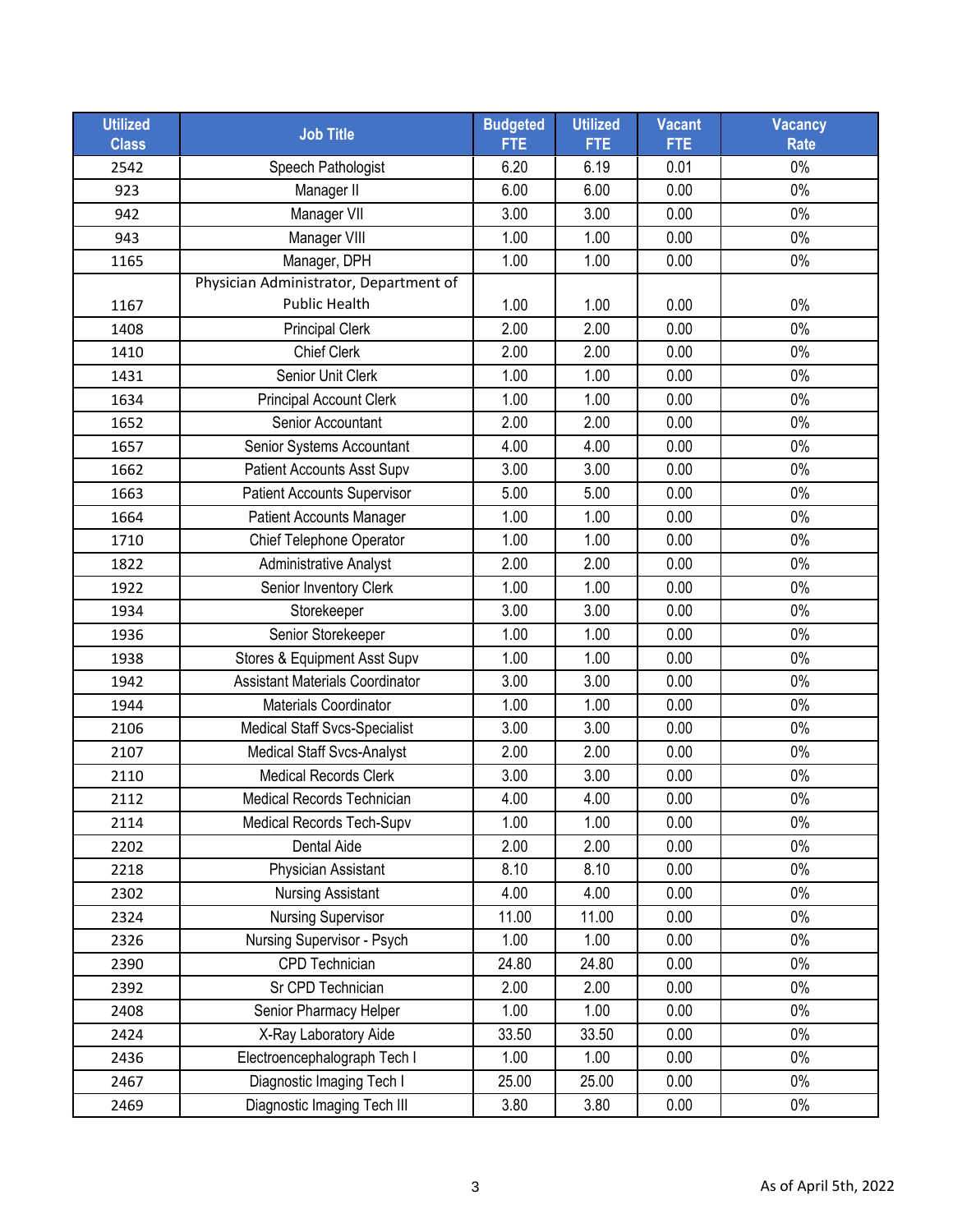| Utilized Class | Job Title | Budgeted FTE | Utilized FTE | Vacant FTE | Vacancy Rate |
|---|---|---|---|---|---|
| 2542 | Speech Pathologist | 6.20 | 6.19 | 0.01 | 0% |
| 923 | Manager II | 6.00 | 6.00 | 0.00 | 0% |
| 942 | Manager VII | 3.00 | 3.00 | 0.00 | 0% |
| 943 | Manager VIII | 1.00 | 1.00 | 0.00 | 0% |
| 1165 | Manager, DPH | 1.00 | 1.00 | 0.00 | 0% |
| 1167 | Physician Administrator, Department of Public Health | 1.00 | 1.00 | 0.00 | 0% |
| 1408 | Principal Clerk | 2.00 | 2.00 | 0.00 | 0% |
| 1410 | Chief Clerk | 2.00 | 2.00 | 0.00 | 0% |
| 1431 | Senior Unit Clerk | 1.00 | 1.00 | 0.00 | 0% |
| 1634 | Principal Account Clerk | 1.00 | 1.00 | 0.00 | 0% |
| 1652 | Senior Accountant | 2.00 | 2.00 | 0.00 | 0% |
| 1657 | Senior Systems Accountant | 4.00 | 4.00 | 0.00 | 0% |
| 1662 | Patient Accounts Asst Supv | 3.00 | 3.00 | 0.00 | 0% |
| 1663 | Patient Accounts Supervisor | 5.00 | 5.00 | 0.00 | 0% |
| 1664 | Patient Accounts Manager | 1.00 | 1.00 | 0.00 | 0% |
| 1710 | Chief Telephone Operator | 1.00 | 1.00 | 0.00 | 0% |
| 1822 | Administrative Analyst | 2.00 | 2.00 | 0.00 | 0% |
| 1922 | Senior Inventory Clerk | 1.00 | 1.00 | 0.00 | 0% |
| 1934 | Storekeeper | 3.00 | 3.00 | 0.00 | 0% |
| 1936 | Senior Storekeeper | 1.00 | 1.00 | 0.00 | 0% |
| 1938 | Stores & Equipment Asst Supv | 1.00 | 1.00 | 0.00 | 0% |
| 1942 | Assistant Materials Coordinator | 3.00 | 3.00 | 0.00 | 0% |
| 1944 | Materials Coordinator | 1.00 | 1.00 | 0.00 | 0% |
| 2106 | Medical Staff Svcs-Specialist | 3.00 | 3.00 | 0.00 | 0% |
| 2107 | Medical Staff Svcs-Analyst | 2.00 | 2.00 | 0.00 | 0% |
| 2110 | Medical Records Clerk | 3.00 | 3.00 | 0.00 | 0% |
| 2112 | Medical Records Technician | 4.00 | 4.00 | 0.00 | 0% |
| 2114 | Medical Records Tech-Supv | 1.00 | 1.00 | 0.00 | 0% |
| 2202 | Dental Aide | 2.00 | 2.00 | 0.00 | 0% |
| 2218 | Physician Assistant | 8.10 | 8.10 | 0.00 | 0% |
| 2302 | Nursing Assistant | 4.00 | 4.00 | 0.00 | 0% |
| 2324 | Nursing Supervisor | 11.00 | 11.00 | 0.00 | 0% |
| 2326 | Nursing Supervisor - Psych | 1.00 | 1.00 | 0.00 | 0% |
| 2390 | CPD Technician | 24.80 | 24.80 | 0.00 | 0% |
| 2392 | Sr CPD Technician | 2.00 | 2.00 | 0.00 | 0% |
| 2408 | Senior Pharmacy Helper | 1.00 | 1.00 | 0.00 | 0% |
| 2424 | X-Ray Laboratory Aide | 33.50 | 33.50 | 0.00 | 0% |
| 2436 | Electroencephalograph Tech I | 1.00 | 1.00 | 0.00 | 0% |
| 2467 | Diagnostic Imaging Tech I | 25.00 | 25.00 | 0.00 | 0% |
| 2469 | Diagnostic Imaging Tech III | 3.80 | 3.80 | 0.00 | 0% |

As of April 5th, 2022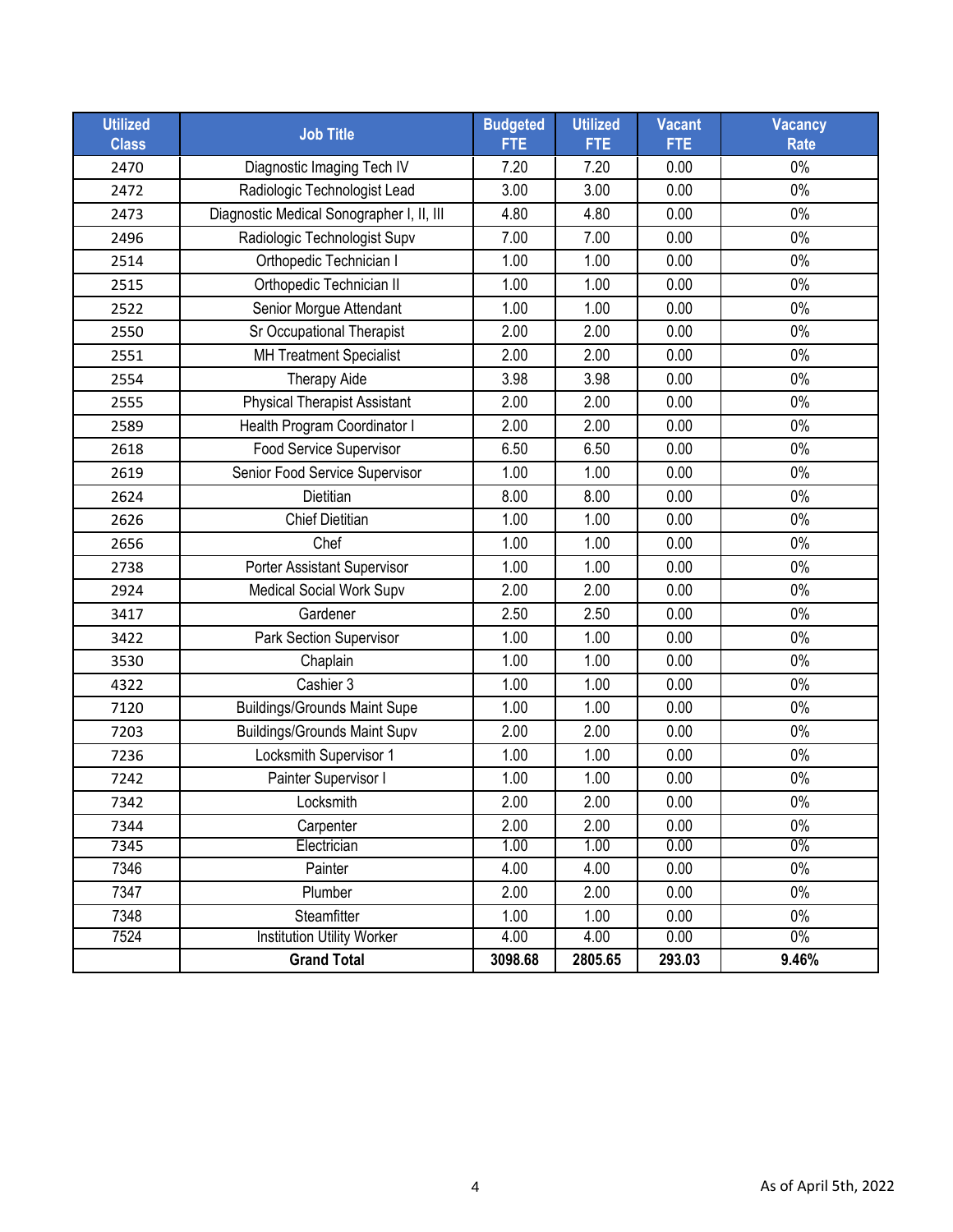| Utilized Class | Job Title | Budgeted FTE | Utilized FTE | Vacant FTE | Vacancy Rate |
|---|---|---|---|---|---|
| 2470 | Diagnostic Imaging Tech IV | 7.20 | 7.20 | 0.00 | 0% |
| 2472 | Radiologic Technologist Lead | 3.00 | 3.00 | 0.00 | 0% |
| 2473 | Diagnostic Medical Sonographer I, II, III | 4.80 | 4.80 | 0.00 | 0% |
| 2496 | Radiologic Technologist Supv | 7.00 | 7.00 | 0.00 | 0% |
| 2514 | Orthopedic Technician I | 1.00 | 1.00 | 0.00 | 0% |
| 2515 | Orthopedic Technician II | 1.00 | 1.00 | 0.00 | 0% |
| 2522 | Senior Morgue Attendant | 1.00 | 1.00 | 0.00 | 0% |
| 2550 | Sr Occupational Therapist | 2.00 | 2.00 | 0.00 | 0% |
| 2551 | MH Treatment Specialist | 2.00 | 2.00 | 0.00 | 0% |
| 2554 | Therapy Aide | 3.98 | 3.98 | 0.00 | 0% |
| 2555 | Physical Therapist Assistant | 2.00 | 2.00 | 0.00 | 0% |
| 2589 | Health Program Coordinator I | 2.00 | 2.00 | 0.00 | 0% |
| 2618 | Food Service Supervisor | 6.50 | 6.50 | 0.00 | 0% |
| 2619 | Senior Food Service Supervisor | 1.00 | 1.00 | 0.00 | 0% |
| 2624 | Dietitian | 8.00 | 8.00 | 0.00 | 0% |
| 2626 | Chief Dietitian | 1.00 | 1.00 | 0.00 | 0% |
| 2656 | Chef | 1.00 | 1.00 | 0.00 | 0% |
| 2738 | Porter Assistant Supervisor | 1.00 | 1.00 | 0.00 | 0% |
| 2924 | Medical Social Work Supv | 2.00 | 2.00 | 0.00 | 0% |
| 3417 | Gardener | 2.50 | 2.50 | 0.00 | 0% |
| 3422 | Park Section Supervisor | 1.00 | 1.00 | 0.00 | 0% |
| 3530 | Chaplain | 1.00 | 1.00 | 0.00 | 0% |
| 4322 | Cashier 3 | 1.00 | 1.00 | 0.00 | 0% |
| 7120 | Buildings/Grounds Maint Supe | 1.00 | 1.00 | 0.00 | 0% |
| 7203 | Buildings/Grounds Maint Supv | 2.00 | 2.00 | 0.00 | 0% |
| 7236 | Locksmith Supervisor 1 | 1.00 | 1.00 | 0.00 | 0% |
| 7242 | Painter Supervisor I | 1.00 | 1.00 | 0.00 | 0% |
| 7342 | Locksmith | 2.00 | 2.00 | 0.00 | 0% |
| 7344 | Carpenter | 2.00 | 2.00 | 0.00 | 0% |
| 7345 | Electrician | 1.00 | 1.00 | 0.00 | 0% |
| 7346 | Painter | 4.00 | 4.00 | 0.00 | 0% |
| 7347 | Plumber | 2.00 | 2.00 | 0.00 | 0% |
| 7348 | Steamfitter | 1.00 | 1.00 | 0.00 | 0% |
| 7524 | Institution Utility Worker | 4.00 | 4.00 | 0.00 | 0% |
| | **Grand Total** | **3098.68** | **2805.65** | **293.03** | **9.46%** |

As of April 5th, 2022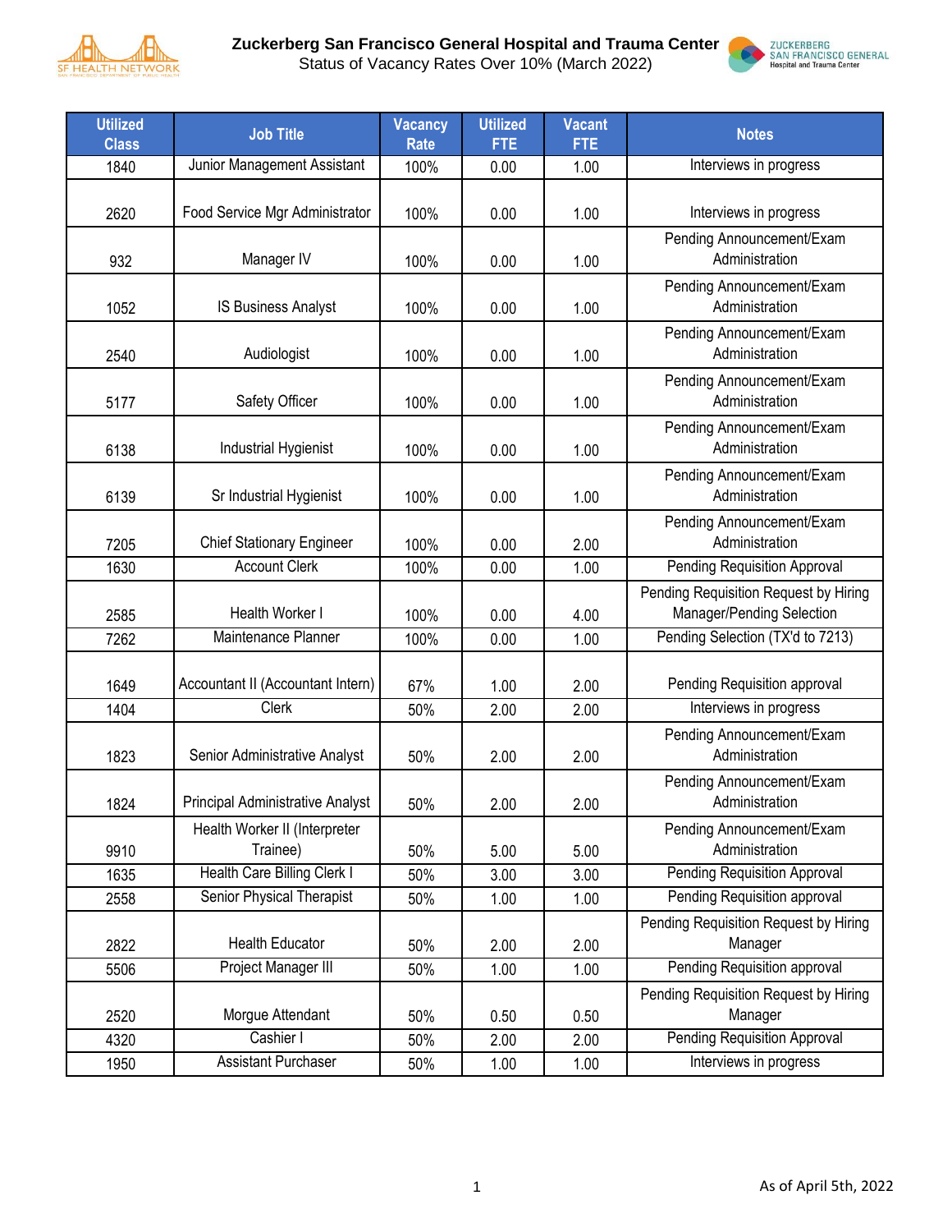# Zuckerberg San Francisco General Hospital and Trauma Center

Status of Vacancy Rates Over 10% (March 2022)

| Utilized Class | Job Title | Vacancy Rate | Utilized FTE | Vacant FTE | Notes |
|---|---|---|---|---|---|
| 1840 | Junior Management Assistant | 100% | 0.00 | 1.00 | Interviews in progress |
| 2620 | Food Service Mgr Administrator | 100% | 0.00 | 1.00 | Interviews in progress |
| 932 | Manager IV | 100% | 0.00 | 1.00 | Pending Announcement/Exam Administration |
| 1052 | IS Business Analyst | 100% | 0.00 | 1.00 | Pending Announcement/Exam Administration |
| 2540 | Audiologist | 100% | 0.00 | 1.00 | Pending Announcement/Exam Administration |
| 5177 | Safety Officer | 100% | 0.00 | 1.00 | Pending Announcement/Exam Administration |
| 6138 | Industrial Hygienist | 100% | 0.00 | 1.00 | Pending Announcement/Exam Administration |
| 6139 | Sr Industrial Hygienist | 100% | 0.00 | 1.00 | Pending Announcement/Exam Administration |
| 7205 | Chief Stationary Engineer | 100% | 0.00 | 2.00 | Pending Announcement/Exam Administration |
| 1630 | Account Clerk | 100% | 0.00 | 1.00 | Pending Requisition Approval |
| 2585 | Health Worker I | 100% | 0.00 | 4.00 | Pending Requisition Request by Hiring Manager/Pending Selection |
| 7262 | Maintenance Planner | 100% | 0.00 | 1.00 | Pending Selection (TX'd to 7213) |
| 1649 | Accountant II (Accountant Intern) | 67% | 1.00 | 2.00 | Pending Requisition approval |
| 1404 | Clerk | 50% | 2.00 | 2.00 | Interviews in progress |
| 1823 | Senior Administrative Analyst | 50% | 2.00 | 2.00 | Pending Announcement/Exam Administration |
| 1824 | Principal Administrative Analyst | 50% | 2.00 | 2.00 | Pending Announcement/Exam Administration |
| 9910 | Health Worker II (Interpreter Trainee) | 50% | 5.00 | 5.00 | Pending Announcement/Exam Administration |
| 1635 | Health Care Billing Clerk I | 50% | 3.00 | 3.00 | Pending Requisition Approval |
| 2558 | Senior Physical Therapist | 50% | 1.00 | 1.00 | Pending Requisition approval |
| 2822 | Health Educator | 50% | 2.00 | 2.00 | Pending Requisition Request by Hiring Manager |
| 5506 | Project Manager III | 50% | 1.00 | 1.00 | Pending Requisition approval |
| 2520 | Morgue Attendant | 50% | 0.50 | 0.50 | Pending Requisition Request by Hiring Manager |
| 4320 | Cashier I | 50% | 2.00 | 2.00 | Pending Requisition Approval |
| 1950 | Assistant Purchaser | 50% | 1.00 | 1.00 | Interviews in progress |

As of April 5th, 2022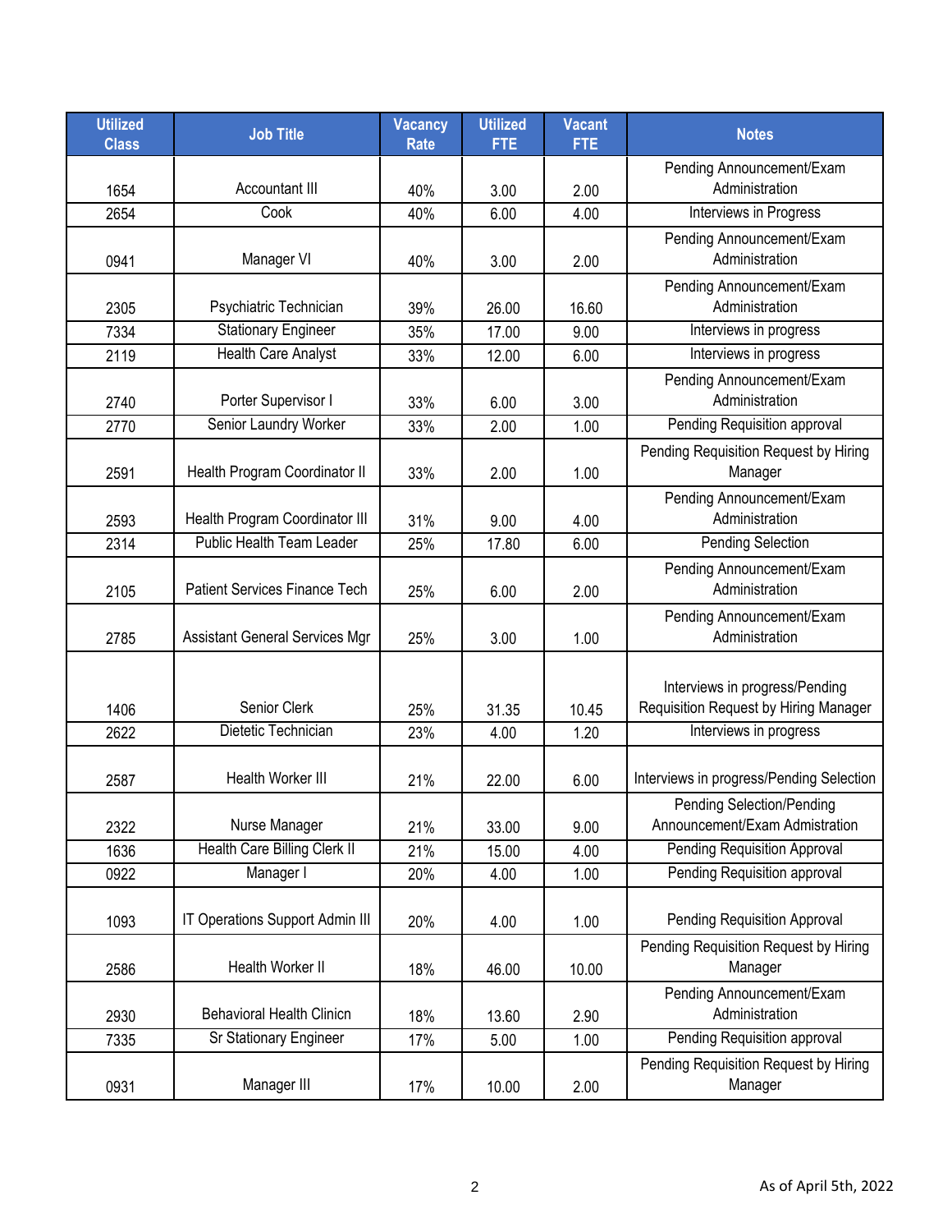| Utilized Class | Job Title | Vacancy Rate | Utilized FTE | Vacant FTE | Notes |
|---|---|---|---|---|---|
| 1654 | Accountant III | 40% | 3.00 | 2.00 | Pending Announcement/Exam Administration |
| 2654 | Cook | 40% | 6.00 | 4.00 | Interviews in Progress |
| 0941 | Manager VI | 40% | 3.00 | 2.00 | Pending Announcement/Exam Administration |
| 2305 | Psychiatric Technician | 39% | 26.00 | 16.60 | Pending Announcement/Exam Administration |
| 7334 | Stationary Engineer | 35% | 17.00 | 9.00 | Interviews in progress |
| 2119 | Health Care Analyst | 33% | 12.00 | 6.00 | Interviews in progress |
| 2740 | Porter Supervisor I | 33% | 6.00 | 3.00 | Pending Announcement/Exam Administration |
| 2770 | Senior Laundry Worker | 33% | 2.00 | 1.00 | Pending Requisition approval |
| 2591 | Health Program Coordinator II | 33% | 2.00 | 1.00 | Pending Requisition Request by Hiring Manager |
| 2593 | Health Program Coordinator III | 31% | 9.00 | 4.00 | Pending Announcement/Exam Administration |
| 2314 | Public Health Team Leader | 25% | 17.80 | 6.00 | Pending Selection |
| 2105 | Patient Services Finance Tech | 25% | 6.00 | 2.00 | Pending Announcement/Exam Administration |
| 2785 | Assistant General Services Mgr | 25% | 3.00 | 1.00 | Pending Announcement/Exam Administration |
| 1406 | Senior Clerk | 25% | 31.35 | 10.45 | Interviews in progress/Pending Requisition Request by Hiring Manager |
| 2622 | Dietetic Technician | 23% | 4.00 | 1.20 | Interviews in progress |
| 2587 | Health Worker III | 21% | 22.00 | 6.00 | Interviews in progress/Pending Selection |
| 2322 | Nurse Manager | 21% | 33.00 | 9.00 | Pending Selection/Pending Announcement/Exam Admistration |
| 1636 | Health Care Billing Clerk II | 21% | 15.00 | 4.00 | Pending Requisition Approval |
| 0922 | Manager I | 20% | 4.00 | 1.00 | Pending Requisition approval |
| 1093 | IT Operations Support Admin III | 20% | 4.00 | 1.00 | Pending Requisition Approval |
| 2586 | Health Worker II | 18% | 46.00 | 10.00 | Pending Requisition Request by Hiring Manager |
| 2930 | Behavioral Health Clinicn | 18% | 13.60 | 2.90 | Pending Announcement/Exam Administration |
| 7335 | Sr Stationary Engineer | 17% | 5.00 | 1.00 | Pending Requisition approval |
| 0931 | Manager III | 17% | 10.00 | 2.00 | Pending Requisition Request by Hiring Manager |

As of April 5th, 2022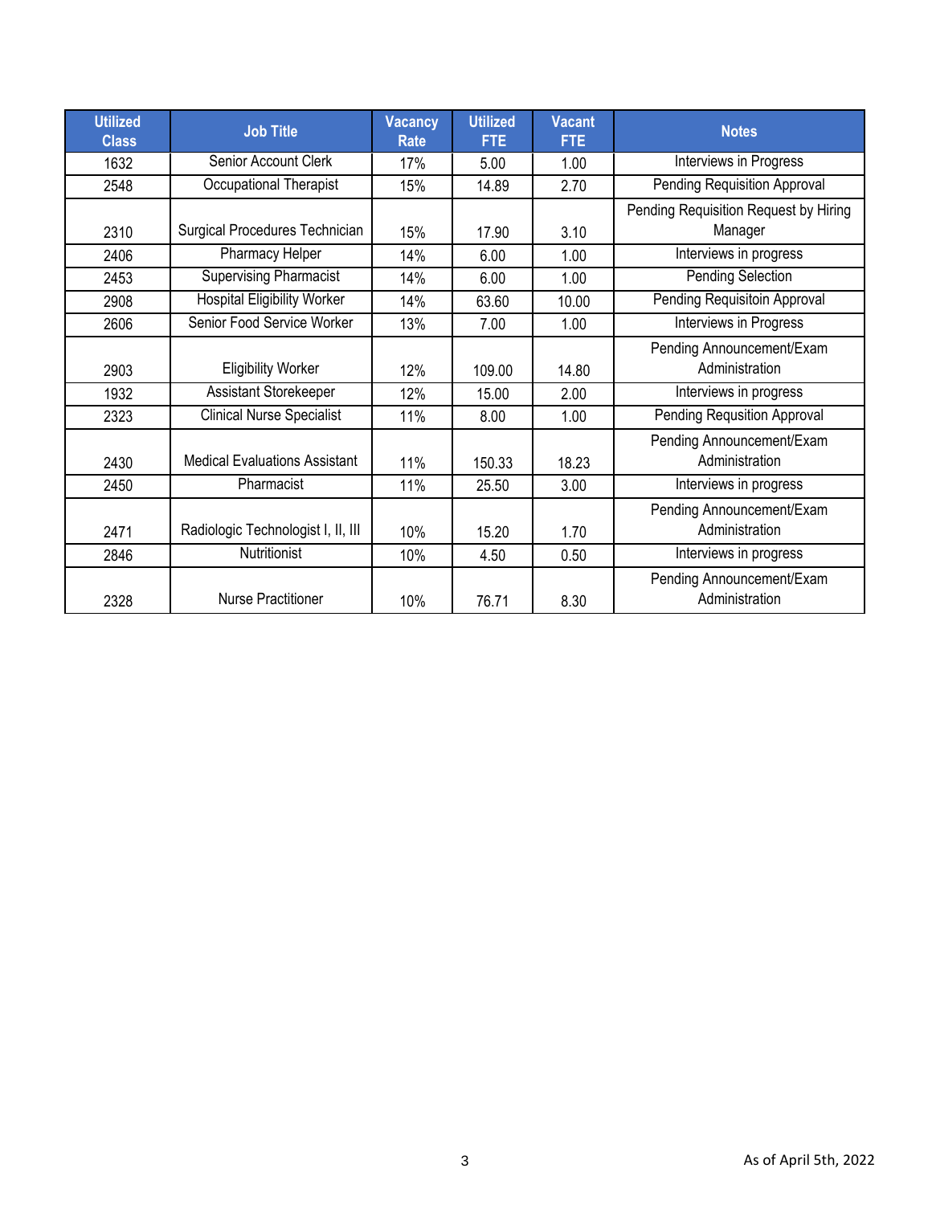| Utilized Class | Job Title | Vacancy Rate | Utilized FTE | Vacant FTE | Notes |
|---|---|---|---|---|---|
| 1632 | Senior Account Clerk | 17% | 5.00 | 1.00 | Interviews in Progress |
| 2548 | Occupational Therapist | 15% | 14.89 | 2.70 | Pending Requisition Approval |
| 2310 | Surgical Procedures Technician | 15% | 17.90 | 3.10 | Pending Requisition Request by Hiring Manager |
| 2406 | Pharmacy Helper | 14% | 6.00 | 1.00 | Interviews in progress |
| 2453 | Supervising Pharmacist | 14% | 6.00 | 1.00 | Pending Selection |
| 2908 | Hospital Eligibility Worker | 14% | 63.60 | 10.00 | Pending Requisitoin Approval |
| 2606 | Senior Food Service Worker | 13% | 7.00 | 1.00 | Interviews in Progress |
| 2903 | Eligibility Worker | 12% | 109.00 | 14.80 | Pending Announcement/Exam Administration |
| 1932 | Assistant Storekeeper | 12% | 15.00 | 2.00 | Interviews in progress |
| 2323 | Clinical Nurse Specialist | 11% | 8.00 | 1.00 | Pending Requsition Approval |
| 2430 | Medical Evaluations Assistant | 11% | 150.33 | 18.23 | Pending Announcement/Exam Administration |
| 2450 | Pharmacist | 11% | 25.50 | 3.00 | Interviews in progress |
| 2471 | Radiologic Technologist I, II, III | 10% | 15.20 | 1.70 | Pending Announcement/Exam Administration |
| 2846 | Nutritionist | 10% | 4.50 | 0.50 | Interviews in progress |
| 2328 | Nurse Practitioner | 10% | 76.71 | 8.30 | Pending Announcement/Exam Administration |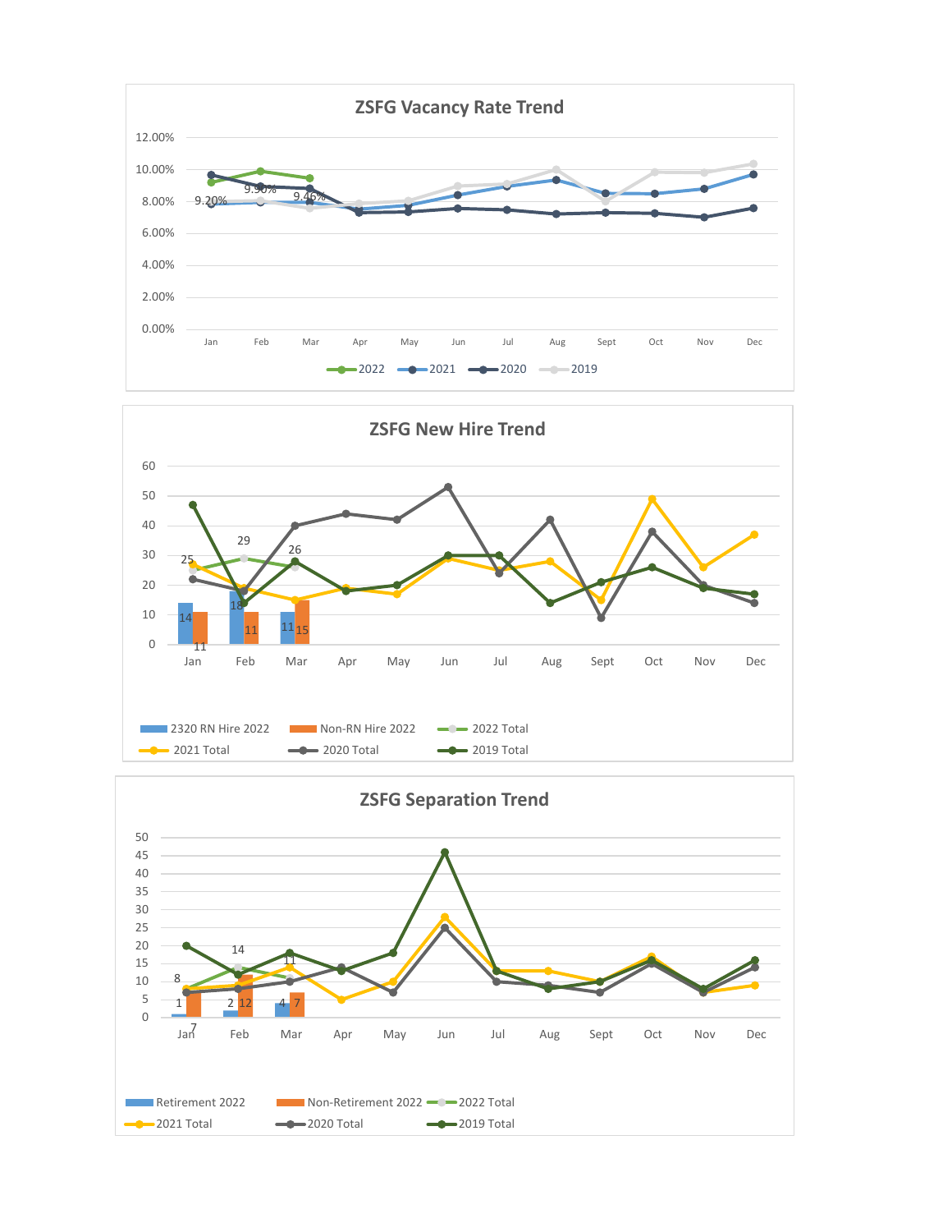## ZSFG Vacancy Rate Trend

(Chart: lines for 2022, 2021, 2020, 2019 across Jan–Dec; y-axis 0.00% to 12.00%. 2022 data labels: Jan 9.20%, Feb 9.90%, Mar 9.46%)

## ZSFG New Hire Trend

(Chart: bars for 2320 RN Hire 2022 and Non-RN Hire 2022; lines for 2022 Total, 2021 Total, 2020 Total, 2019 Total across Jan–Dec; y-axis 0 to 60)

| Month | 2320 RN Hire 2022 | Non-RN Hire 2022 | 2022 Total |
|---|---|---|---|
| Jan | 14 | 11 | 25 |
| Feb | 18 | 11 | 29 |
| Mar | 11 | 15 | 26 |

## ZSFG Separation Trend

(Chart: bars for Retirement 2022 and Non-Retirement 2022; lines for 2022 Total, 2021 Total, 2020 Total, 2019 Total across Jan–Dec; y-axis 0 to 50)

| Month | Retirement 2022 | Non-Retirement 2022 | 2022 Total |
|---|---|---|---|
| Jan | 1 | 7 | 8 |
| Feb | 2 | 12 | 14 |
| Mar | 4 | 7 | 11 |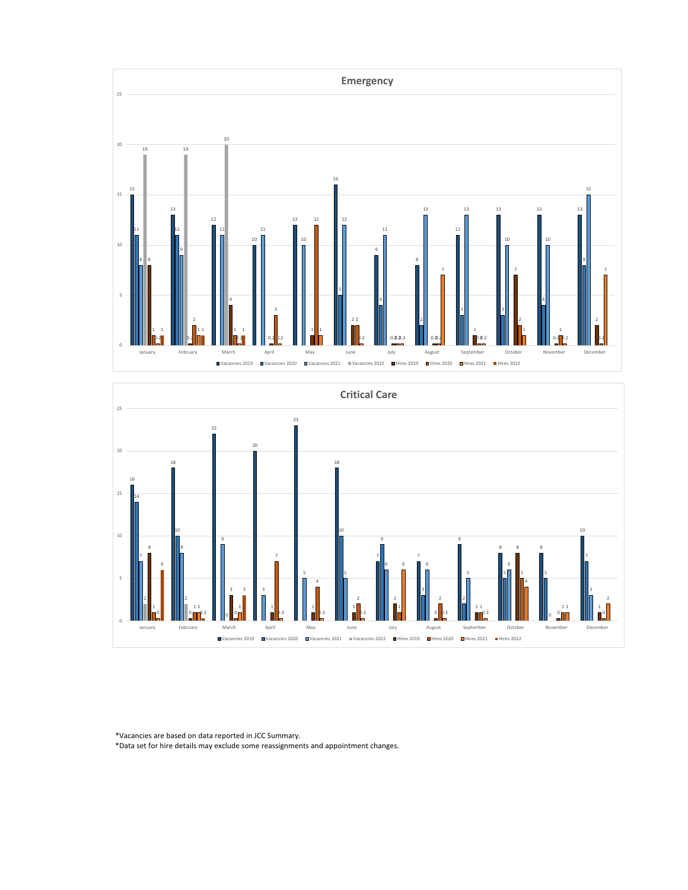## Emergency

## Critical Care

*Vacancies are based on data reported in JCC Summary.

*Data set for hire details may exclude some reassignments and appointment changes.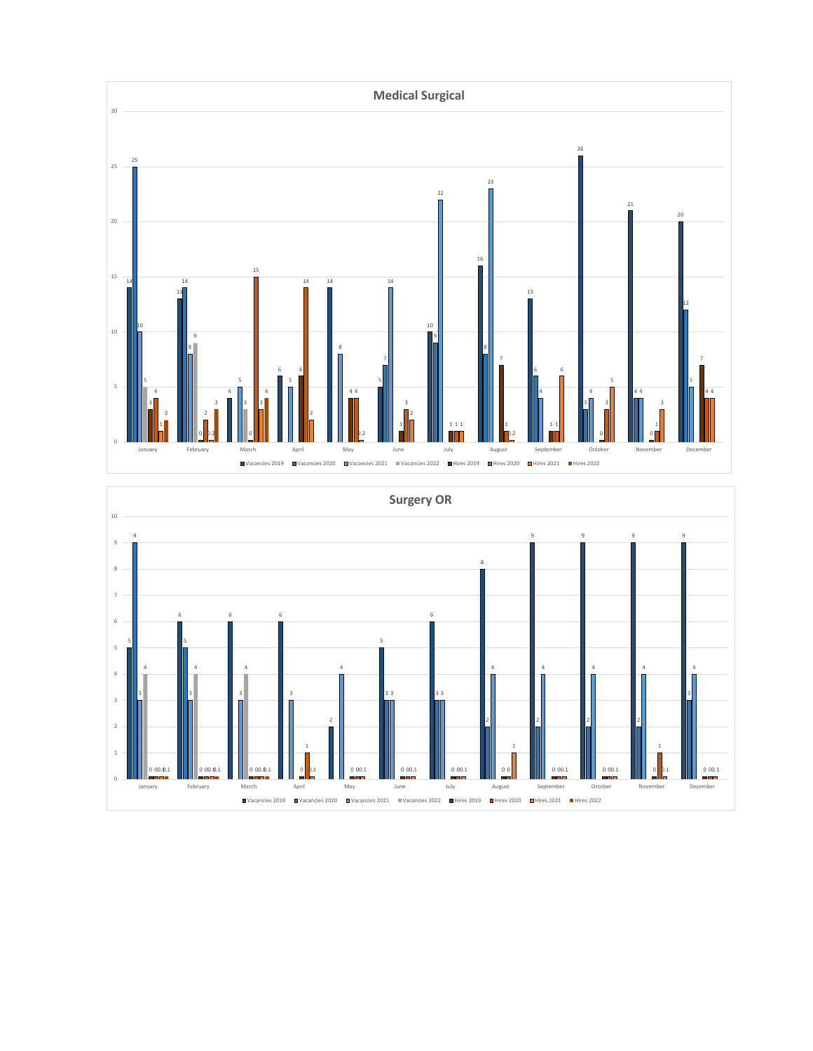## Medical Surgical

| | Vacancies 2019 | Vacancies 2020 | Vacancies 2021 | Vacancies 2022 | Hires 2019 | Hires 2020 | Hires 2021 | Hires 2022 |
|---|---|---|---|---|---|---|---|---|
| January | 14 | 25 | 10 | 5 | 3 | 4 | 1 | 2 |
| February | 13 | 14 | 8 | 9 | 0 | 2 | 0.2 | 3 |

Months: January, February, March, April, May, June, July, August, September, October, November, December

Legend: Vacancies 2019, Vacancies 2020, Vacancies 2021, Vacancies 2022, Hires 2019, Hires 2020, Hires 2021, Hires 2022

## Surgery OR

Months: January, February, March, April, May, June, July, August, September, October, November, December

Legend: Vacancies 2019, Vacancies 2020, Vacancies 2021, Vacancies 2022, Hires 2019, Hires 2020, Hires 2021, Hires 2022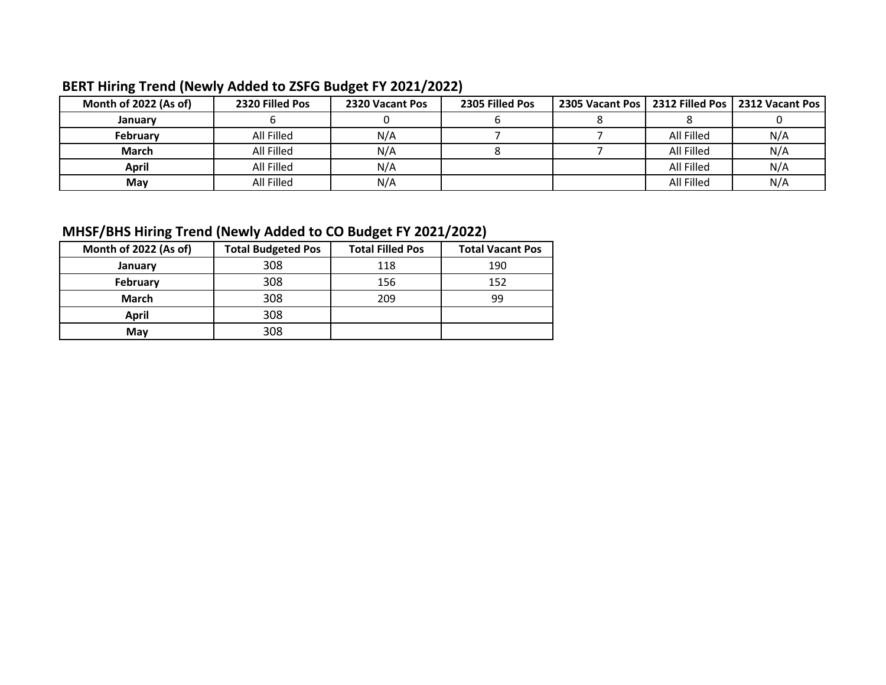## BERT Hiring Trend (Newly Added to ZSFG Budget FY 2021/2022)

| Month of 2022 (As of) | 2320 Filled Pos | 2320 Vacant Pos | 2305 Filled Pos | 2305 Vacant Pos | 2312 Filled Pos | 2312 Vacant Pos |
|---|---|---|---|---|---|---|
| January | 6 | 0 | 6 | 8 | 8 | 0 |
| February | All Filled | N/A | 7 | 7 | All Filled | N/A |
| March | All Filled | N/A | 8 | 7 | All Filled | N/A |
| April | All Filled | N/A | | | All Filled | N/A |
| May | All Filled | N/A | | | All Filled | N/A |

## MHSF/BHS Hiring Trend (Newly Added to CO Budget FY 2021/2022)

| Month of 2022 (As of) | Total Budgeted Pos | Total Filled Pos | Total Vacant Pos |
|---|---|---|---|
| January | 308 | 118 | 190 |
| February | 308 | 156 | 152 |
| March | 308 | 209 | 99 |
| April | 308 | | |
| May | 308 | | |